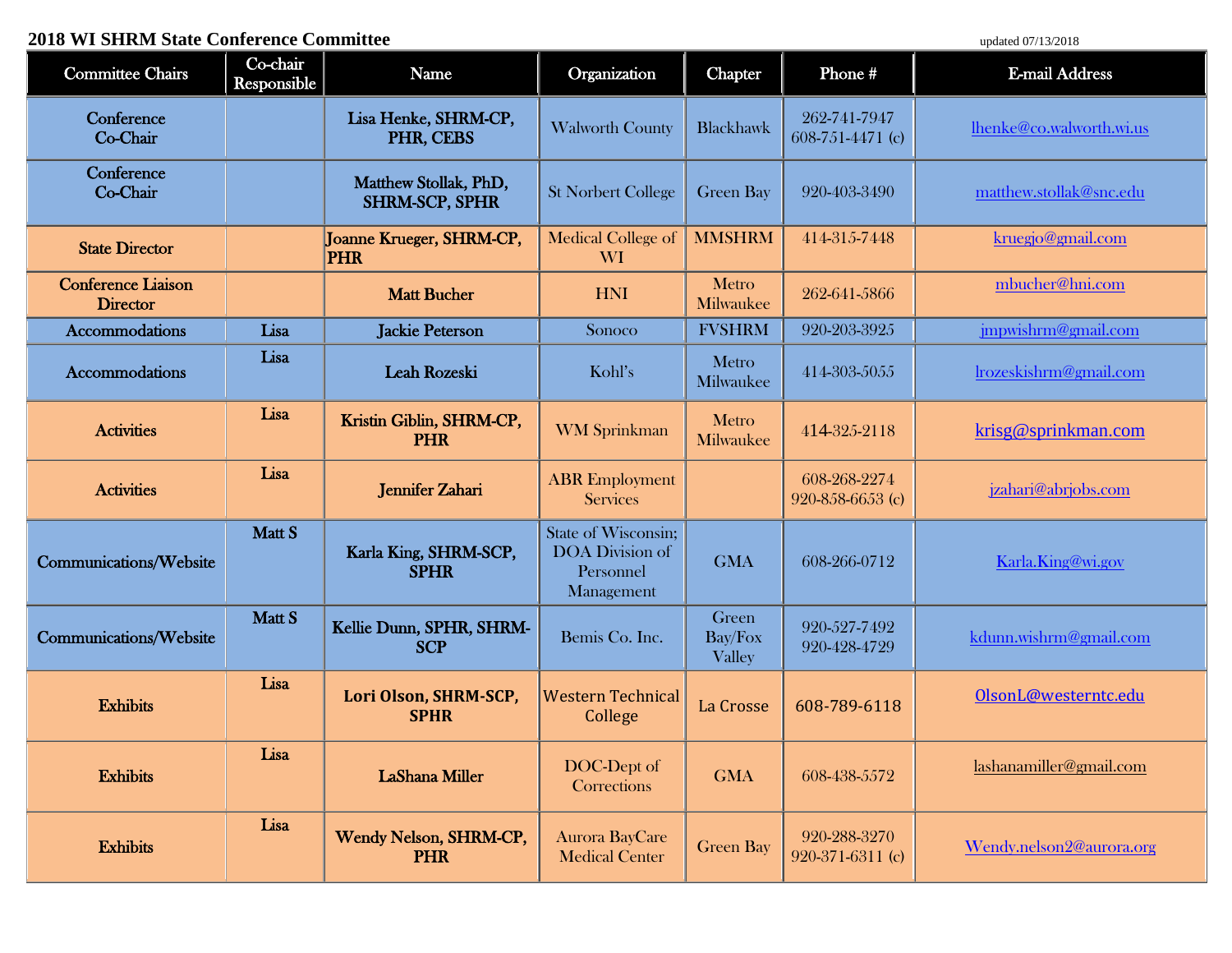**2018 WI SHRM State Conference Committee** updated 07/13/2018

| Committee Chairs | Co-chair Responsible | Name | Organization | Chapter | Phone # | E-mail Address |
|---|---|---|---|---|---|---|
| Conference Co-Chair | | Lisa Henke, SHRM-CP, PHR, CEBS | Walworth County | Blackhawk | 262-741-7947<br>608-751-4471 (c) | lhenke@co.walworth.wi.us |
| Conference Co-Chair | | Matthew Stollak, PhD, SHRM-SCP, SPHR | St Norbert College | Green Bay | 920-403-3490 | matthew.stollak@snc.edu |
| State Director | | Joanne Krueger, SHRM-CP, PHR | Medical College of WI | MMSHRM | 414-315-7448 | kruegjo@gmail.com |
| Conference Liaison Director | | Matt Bucher | HNI | Metro Milwaukee | 262-641-5866 | mbucher@hni.com |
| Accommodations | Lisa | Jackie Peterson | Sonoco | FVSHRM | 920-203-3925 | jmpwishrm@gmail.com |
| Accommodations | Lisa | Leah Rozeski | Kohl's | Metro Milwaukee | 414-303-5055 | lrozeskishrm@gmail.com |
| Activities | Lisa | Kristin Giblin, SHRM-CP, PHR | WM Sprinkman | Metro Milwaukee | 414-325-2118 | krisg@sprinkman.com |
| Activities | Lisa | Jennifer Zahari | ABR Employment Services | | 608-268-2274<br>920-858-6653 (c) | jzahari@abrjobs.com |
| Communications/Website | Matt S | Karla King, SHRM-SCP, SPHR | State of Wisconsin; DOA Division of Personnel Management | GMA | 608-266-0712 | Karla.King@wi.gov |
| Communications/Website | Matt S | Kellie Dunn, SPHR, SHRM-SCP | Bemis Co. Inc. | Green Bay/Fox Valley | 920-527-7492<br>920-428-4729 | kdunn.wishrm@gmail.com |
| Exhibits | Lisa | Lori Olson, SHRM-SCP, SPHR | Western Technical College | La Crosse | 608-789-6118 | OlsonL@westerntc.edu |
| Exhibits | Lisa | LaShana Miller | DOC-Dept of Corrections | GMA | 608-438-5572 | lashanamiller@gmail.com |
| Exhibits | Lisa | Wendy Nelson, SHRM-CP, PHR | Aurora BayCare Medical Center | Green Bay | 920-288-3270<br>920-371-6311 (c) | Wendy.nelson2@aurora.org |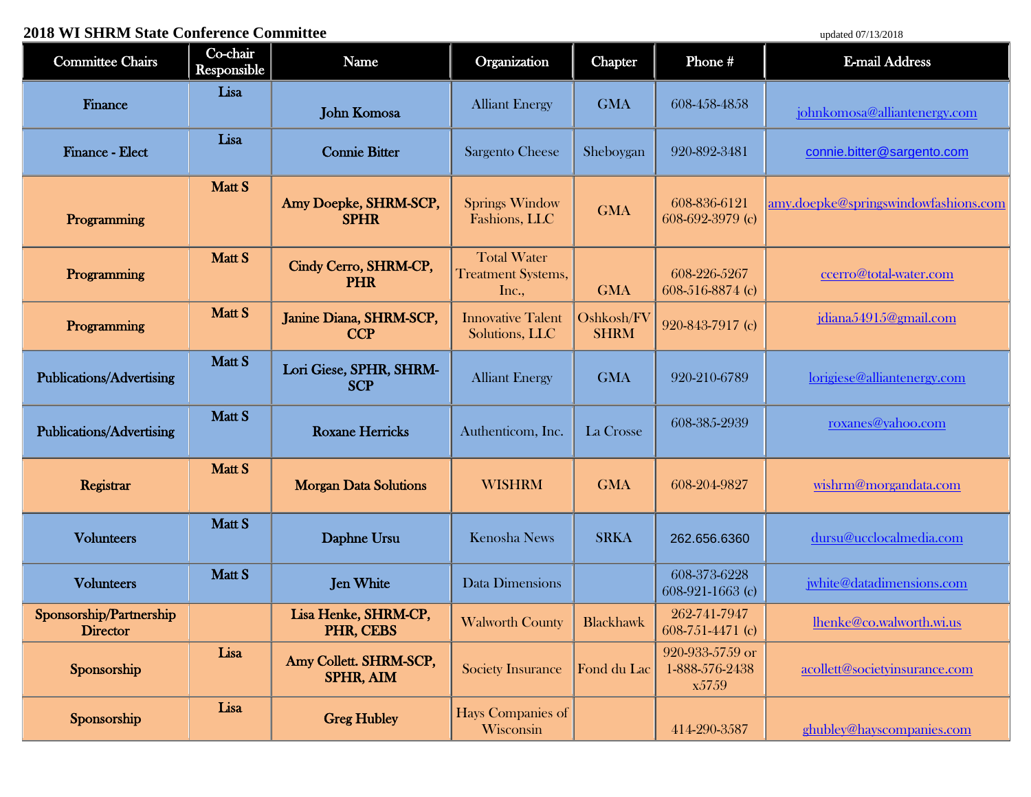**2018 WI SHRM State Conference Committee**

updated 07/13/2018

| Committee Chairs | Co-chair Responsible | Name | Organization | Chapter | Phone # | E-mail Address |
|---|---|---|---|---|---|---|
| Finance | Lisa | John Komosa | Alliant Energy | GMA | 608-458-4858 | johnkomosa@alliantenergy.com |
| Finance - Elect | Lisa | Connie Bitter | Sargento Cheese | Sheboygan | 920-892-3481 | connie.bitter@sargento.com |
| Programming | Matt S | Amy Doepke, SHRM-SCP, SPHR | Springs Window Fashions, LLC | GMA | 608-836-6121<br>608-692-3979 (c) | amy.doepke@springswindowfashions.com |
| Programming | Matt S | Cindy Cerro, SHRM-CP, PHR | Total Water Treatment Systems, Inc., | GMA | 608-226-5267<br>608-516-8874 (c) | ccerro@total-water.com |
| Programming | Matt S | Janine Diana, SHRM-SCP, CCP | Innovative Talent Solutions, LLC | Oshkosh/FV SHRM | 920-843-7917 (c) | jdiana54915@gmail.com |
| Publications/Advertising | Matt S | Lori Giese, SPHR, SHRM-SCP | Alliant Energy | GMA | 920-210-6789 | lorigiese@alliantenergy.com |
| Publications/Advertising | Matt S | Roxane Herricks | Authenticom, Inc. | La Crosse | 608-385-2939 | roxanes@yahoo.com |
| Registrar | Matt S | Morgan Data Solutions | WISHRM | GMA | 608-204-9827 | wishrm@morgandata.com |
| Volunteers | Matt S | Daphne Ursu | Kenosha News | SRKA | 262.656.6360 | dursu@ucclocalmedia.com |
| Volunteers | Matt S | Jen White | Data Dimensions | | 608-373-6228<br>608-921-1663 (c) | jwhite@datadimensions.com |
| Sponsorship/Partnership Director | | Lisa Henke, SHRM-CP, PHR, CEBS | Walworth County | Blackhawk | 262-741-7947<br>608-751-4471 (c) | lhenke@co.walworth.wi.us |
| Sponsorship | Lisa | Amy Collett. SHRM-SCP, SPHR, AIM | Society Insurance | Fond du Lac | 920-933-5759 or 1-888-576-2438 x5759 | acollett@societyinsurance.com |
| Sponsorship | Lisa | Greg Hubley | Hays Companies of Wisconsin | | 414-290-3587 | ghubley@hayscompanies.com |